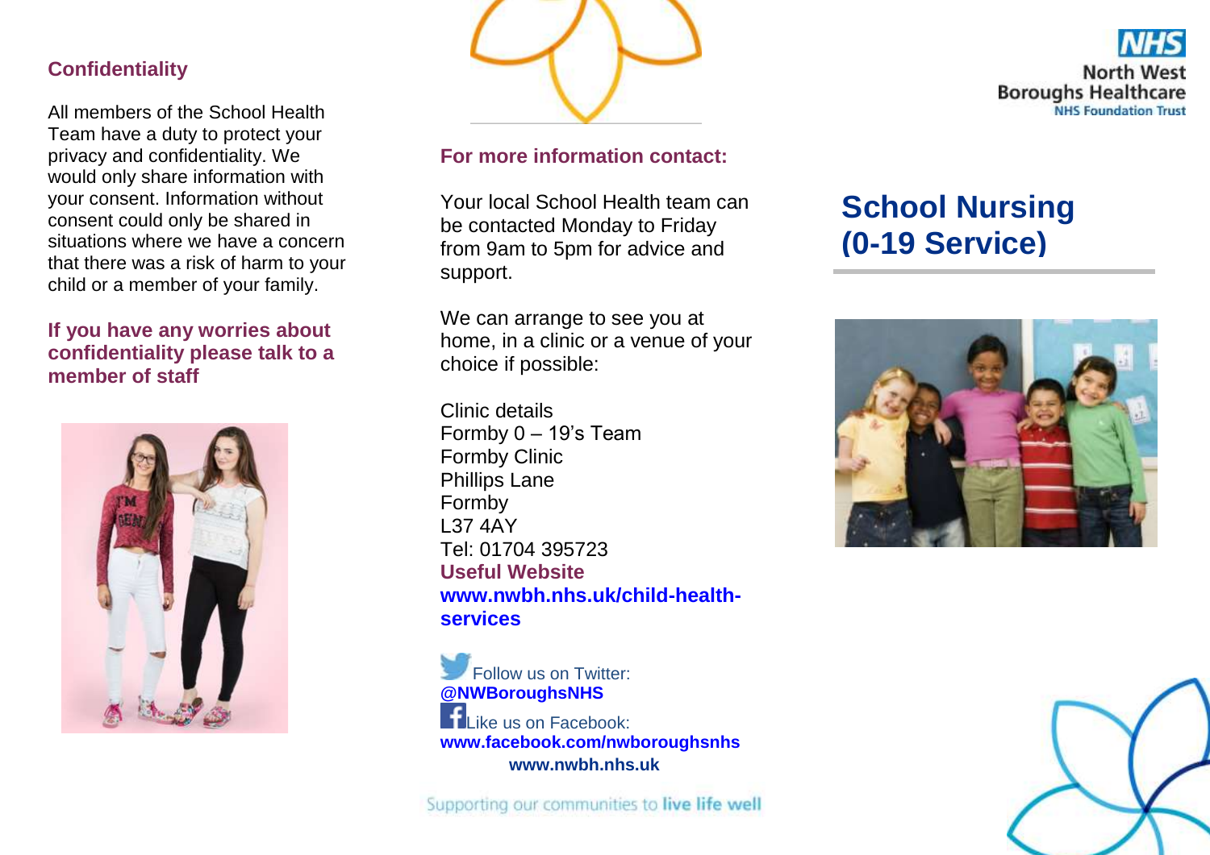## Confidentiality

All members of the School Health Team have a duty to protect your privacy and confidentiality. We would only share information with your consent. Information without consent could only be shared in situations where we have a concern that there was a risk of harm to your child or a member of your family.

**If you have any worries about confidentiality please talk to a member of staff**

## For more information contact:

Your local School Health team can be contacted Monday to Friday from 9am to 5pm for advice and support.

We can arrange to see you at home, in a clinic or a venue of your choice if possible:

Clinic details
Formby 0 – 19's Team
Formby Clinic
Phillips Lane
Formby
L37 4AY
Tel: 01704 395723

**Useful Website**
**www.nwbh.nhs.uk/child-health-services**

Follow us on Twitter:
**@NWBoroughsNHS**

Like us on Facebook:
**www.facebook.com/nwboroughsnhs**

**www.nwbh.nhs.uk**

Supporting our communities to **live life well**

NHS
North West Boroughs Healthcare
NHS Foundation Trust

# School Nursing (0-19 Service)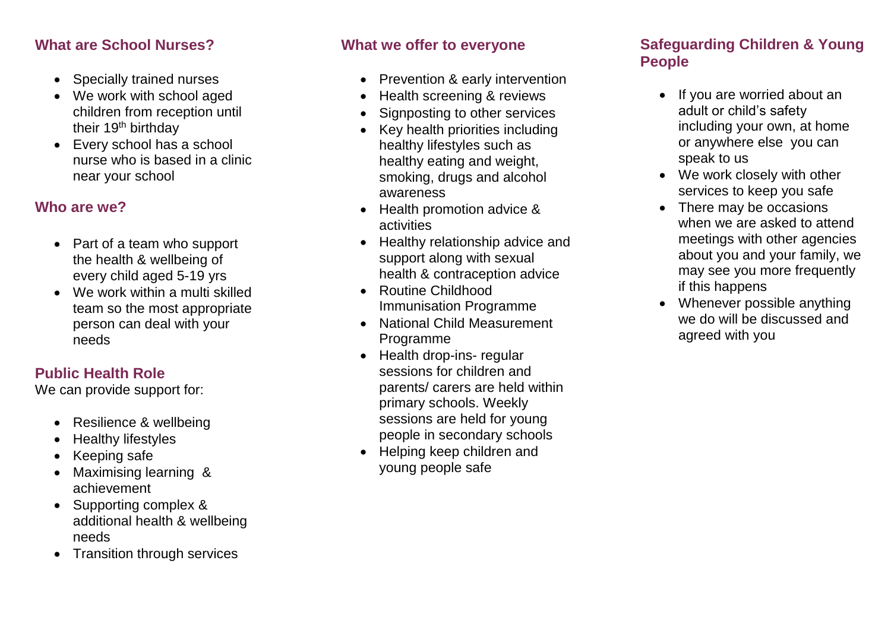## What are School Nurses?

- Specially trained nurses
- We work with school aged children from reception until their 19th birthday
- Every school has a school nurse who is based in a clinic near your school

## Who are we?

- Part of a team who support the health & wellbeing of every child aged 5-19 yrs
- We work within a multi skilled team so the most appropriate person can deal with your needs

## Public Health Role

We can provide support for:

- Resilience & wellbeing
- Healthy lifestyles
- Keeping safe
- Maximising learning & achievement
- Supporting complex & additional health & wellbeing needs
- Transition through services

## What we offer to everyone

- Prevention & early intervention
- Health screening & reviews
- Signposting to other services
- Key health priorities including healthy lifestyles such as healthy eating and weight, smoking, drugs and alcohol awareness
- Health promotion advice & activities
- Healthy relationship advice and support along with sexual health & contraception advice
- Routine Childhood Immunisation Programme
- National Child Measurement Programme
- Health drop-ins- regular sessions for children and parents/ carers are held within primary schools. Weekly sessions are held for young people in secondary schools
- Helping keep children and young people safe

## Safeguarding Children & Young People

- If you are worried about an adult or child's safety including your own, at home or anywhere else you can speak to us
- We work closely with other services to keep you safe
- There may be occasions when we are asked to attend meetings with other agencies about you and your family, we may see you more frequently if this happens
- Whenever possible anything we do will be discussed and agreed with you